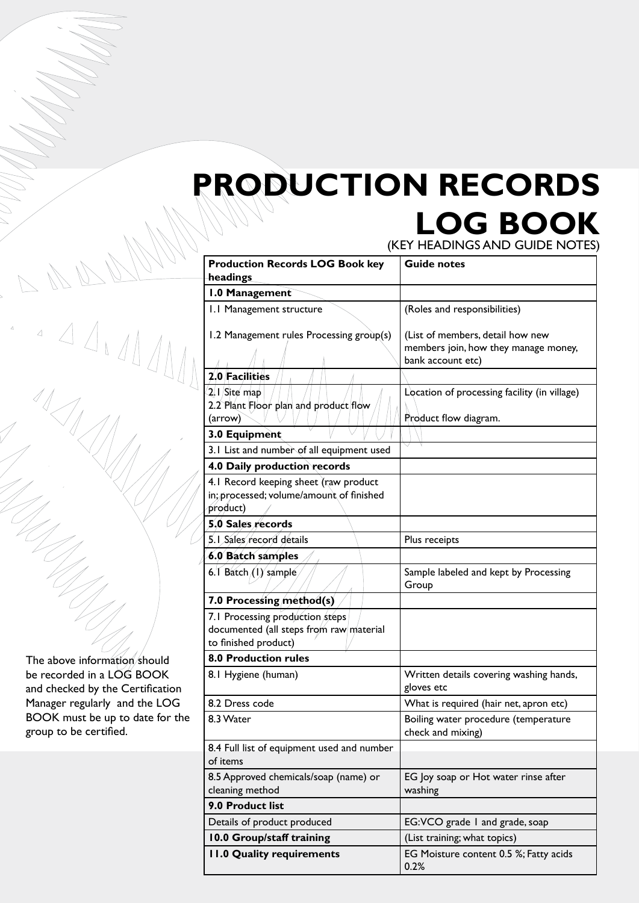# PRODUCTION RECORDS LOG BOOK

(KEY HEADINGS AND GUIDE NOTES)

| Production Records LOG Book key headings | Guide notes |
|---|---|
| **1.0 Management** | |
| 1.1 Management structure | (Roles and responsibilities) |
| 1.2 Management rules Processing group(s) | (List of members, detail how new members join, how they manage money, bank account etc) |
| **2.0 Facilities** | |
| 2.1 Site map<br>2.2 Plant Floor plan and product flow (arrow) | Location of processing facility (in village)<br>Product flow diagram. |
| **3.0 Equipment** | |
| 3.1 List and number of all equipment used | |
| **4.0 Daily production records** | |
| 4.1 Record keeping sheet (raw product in; processed; volume/amount of finished product) | |
| **5.0 Sales records** | |
| 5.1 Sales record details | Plus receipts |
| **6.0 Batch samples** | |
| 6.1 Batch (1) sample | Sample labeled and kept by Processing Group |
| **7.0 Processing method(s)** | |
| 7.1 Processing production steps documented (all steps from raw material to finished product) | |
| **8.0 Production rules** | |
| 8.1 Hygiene (human) | Written details covering washing hands, gloves etc |
| 8.2 Dress code | What is required (hair net, apron etc) |
| 8.3 Water | Boiling water procedure (temperature check and mixing) |
| 8.4 Full list of equipment used and number of items | |
| 8.5 Approved chemicals/soap (name) or cleaning method | EG Joy soap or Hot water rinse after washing |
| **9.0 Product list** | |
| Details of product produced | EG:VCO grade 1 and grade, soap |
| **10.0 Group/staff training** | (List training; what topics) |
| **11.0 Quality requirements** | EG Moisture content 0.5 %; Fatty acids 0.2% |

The above information should be recorded in a LOG BOOK and checked by the Certification Manager regularly and the LOG BOOK must be up to date for the group to be certified.